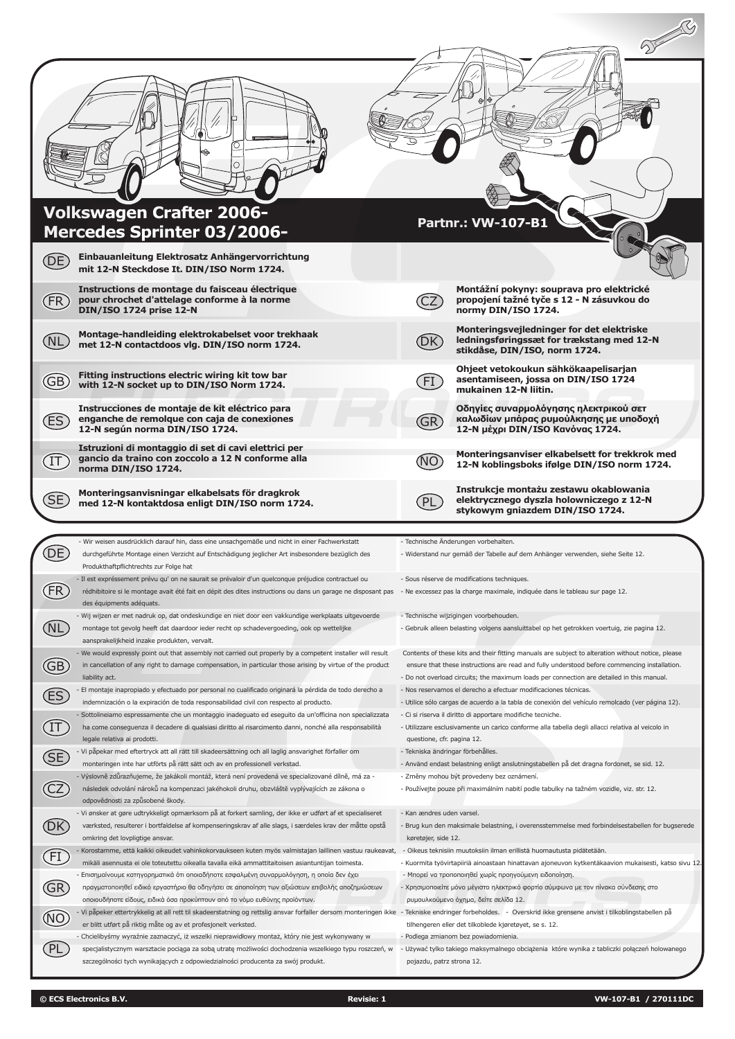# Volkswagen Crafter 2006-
# Mercedes Sprinter 03/2006-

**Partnr.: VW-107-B1**

DE **Einbauanleitung Elektrosatz Anhängervorrichtung mit 12-N Steckdose lt. DIN/ISO Norm 1724.**

FR **Instructions de montage du faisceau électrique pour chrochet d'attelage conforme à la norme DIN/ISO 1724 prise 12-N**

NL **Montage-handleiding elektrokabelset voor trekhaak met 12-N contactdoos vlg. DIN/ISO norm 1724.**

GB **Fitting instructions electric wiring kit tow bar with 12-N socket up to DIN/ISO Norm 1724.**

ES **Instrucciones de montaje de kit eléctrico para enganche de remolque con caja de conexiones 12-N según norma DIN/ISO 1724.**

IT **Istruzioni di montaggio di set di cavi elettrici per gancio da traino con zoccolo a 12 N conforme alla norma DIN/ISO 1724.**

SE **Monteringsanvisningar elkabelsats för dragkrok med 12-N kontaktdosa enligt DIN/ISO norm 1724.**

CZ **Montážní pokyny: souprava pro elektrické propojení tažné tyče s 12 - N zásuvkou do normy DIN/ISO 1724.**

DK **Monteringsvejledninger for det elektriske ledningsføringssæt for trækstang med 12-N stikdåse, DIN/ISO, norm 1724.**

FI **Ohjeet vetokoukun sähkökaapelisarjan asentamiseen, jossa on DIN/ISO 1724 mukainen 12-N liitin.**

GR **Οδηγίες συναρμολόγησης ηλεκτρικού σετ καλωδίων μπάρας ρυμούλκησης με υποδοχή 12-N μέχρι DIN/ISO Κανόνας 1724.**

NO **Monteringsanviser elkabelsett for trekkrok med 12-N koblingsboks ifølge DIN/ISO norm 1724.**

PL **Instrukcje montażu zestawu okablowania elektrycznego dyszla holowniczego z 12-N stykowym gniazdem DIN/ISO 1724.**

---

**DE**
- Wir weisen ausdrücklich darauf hin, dass eine unsachgemäße und nicht in einer Fachwerkstatt durchgeführte Montage einen Verzicht auf Entschädigung jeglicher Art insbesondere bezüglich des Produkthaftpflichtrechts zur Folge hat
- Technische Änderungen vorbehalten.
- Widerstand nur gemäß der Tabelle auf dem Anhänger verwenden, siehe Seite 12.

**FR**
- Il est expréssement prévu qu' on ne saurait se prévaloir d'un quelconque préjudice contractuel ou rédhibitoire si le montage avait été fait en dépit des dites instructions ou dans un garage ne disposant pas des équipements adéquats.
- Sous réserve de modifications techniques.
- Ne excessez pas la charge maximale, indiquée dans le tableau sur page 12.

**NL**
- Wij wijzen er met nadruk op, dat ondeskundige en niet door een vakkundige werkplaats uitgevoerde montage tot gevolg heeft dat daardoor ieder recht op schadevergoeding, ook op wettelijke aansprakelijkheid inzake produkten, vervalt.
- Technische wijzigingen voorbehouden.
- Gebruik alleen belasting volgens aansluittabel op het getrokken voertuig, zie pagina 12.

**GB**
- We would expressly point out that assembly not carried out properly by a competent installer will result in cancellation of any right to damage compensation, in particular those arising by virtue of the product liability act.
- Contents of these kits and their fitting manuals are subject to alteration without notice, please ensure that these instructions are read and fully understood before commencing installation.
- Do not overload circuits; the maximum loads per connection are detailed in this manual.

**ES**
- El montaje inapropiado y efectuado por personal no cualificado originará la pérdida de todo derecho a indemnización o la expiración de toda responsabilidad civil con respecto al producto.
- Nos reservamos el derecho a efectuar modificaciones técnicas.
- Utilice sólo cargas de acuerdo a la tabla de conexión del vehículo remolcado (ver página 12).

**IT**
- Sottolineiamo espressamente che un montaggio inadeguato ed eseguito da un'officina non specializzata ha come conseguenza il decadere di qualsiasi diritto al risarcimento danni, nonché alla responsabilità legale relativa ai prodotti.
- Ci si riserva il diritto di apportare modifiche tecniche.
- Utilizzare esclusivamente un carico conforme alla tabella degli allacci relativa al veicolo in questione, cfr. pagina 12.

**SE**
- Vi påpekar med eftertryck att all rätt till skadeersättning och all laglig ansvarighet förfaller om monteringen inte har utförts på rätt sätt och av en professionell verkstad.
- Tekniska ändringar förbehålles.
- Använd endast belastning enligt anslutningstabellen på det dragna fordonet, se sid. 12.

**CZ**
- Výslovně zdůrazňujeme, že jakákoli montáž, která není provedená ve specializované dílně, má za - následek odvolání nároků na kompenzaci jakéhokoli druhu, obzvláště vyplývajících ze zákona o odpovědnosti za způsobené škody.
- Změny mohou být provedeny bez oznámení.
- Používejte pouze při maximálním nabití podle tabulky na tažném vozidle, viz. str. 12.

**DK**
- Vi ønsker at gøre udtrykkeligt opmærksom på at forkert samling, der ikke er udført af et specialiseret værksted, resulterer i bortfaldelse af kompenseringskrav af alle slags, i særdeles krav der måtte opstå omkring det lovpligtige ansvar.
- Kan ændres uden varsel.
- Brug kun den maksimale belastning, i overensstemmelse med forbindelsestabellen for bugserede køretøjer, side 12.

**FI**
- Korostamme, että kaikki oikeudet vahinkokorvaukseen kuten myös valmistajan laillinen vastuu raukeavat, mikäli asennusta ei ole toteutettu oikealla tavalla eikä ammattitaitoisen asiantuntijan toimesta.
- Oikeus teknisiin muutoksiin ilman erillistä huomautusta pidätetään.
- Kuormita työvirtapiiriä ainoastaan hinattavan ajoneuvon kytkentäkaavion mukaisesti, katso sivu 12.

**GR**
- Επισημαίνουμε κατηγορηματικά ότι οποιαδήποτε εσφαλμένη συναρμολόγηση, η οποία δεν έχει πραγματοποιηθεί ειδικό εργαστήριο θα οδηγήσει σε αποποίηση των αξιώσεων επιβολής αποζημιώσεων οποιουδήποτε είδους, ειδικά όσα προκύπτουν από το νόμο ευθύνης προϊόντων.
- Μπορεί να τροποποιηθεί χωρίς προηγούμενη ειδοποίηση.
- Χρησιμοποιείτε μόνο μέγιστο ηλεκτρικό φορτίο σύμφωνα με τον πίνακα σύνδεσης στο ρυμουλκούμενο όχημα, δείτε σελίδα 12.

**NO**
- Vi påpeker ettertrykkelig at all rett til skadeerstatning og rettslig ansvar forfaller dersom monteringen ikke er blitt utført på riktig måte og av et profesjonelt verksted.
- Tekniske endringer forbeholdes.
- Overskrid ikke grensene anvist i tilkoblingstabellen på tilhengeren eller det tilkoblede kjøretøyet, se s. 12.

**PL**
- Chcielibyśmy wyraźnie zaznaczyć, iż wszelki nieprawidłowy montaż, który nie jest wykonywany w specjalistycznym warsztacie pociąga za sobą utratę możliwości dochodzenia wszelkiego typu roszczeń, w szczególności tych wynikających z odpowiedzialności producenta za swój produkt.
- Podlega zmianom bez powiadomienia.
- Używać tylko takiego maksymalnego obciążenia które wynika z tabliczki połączeń holowanego pojazdu, patrz strona 12.

© ECS Electronics B.V. — Revisie: 1 — VW-107-B1 / 270111DC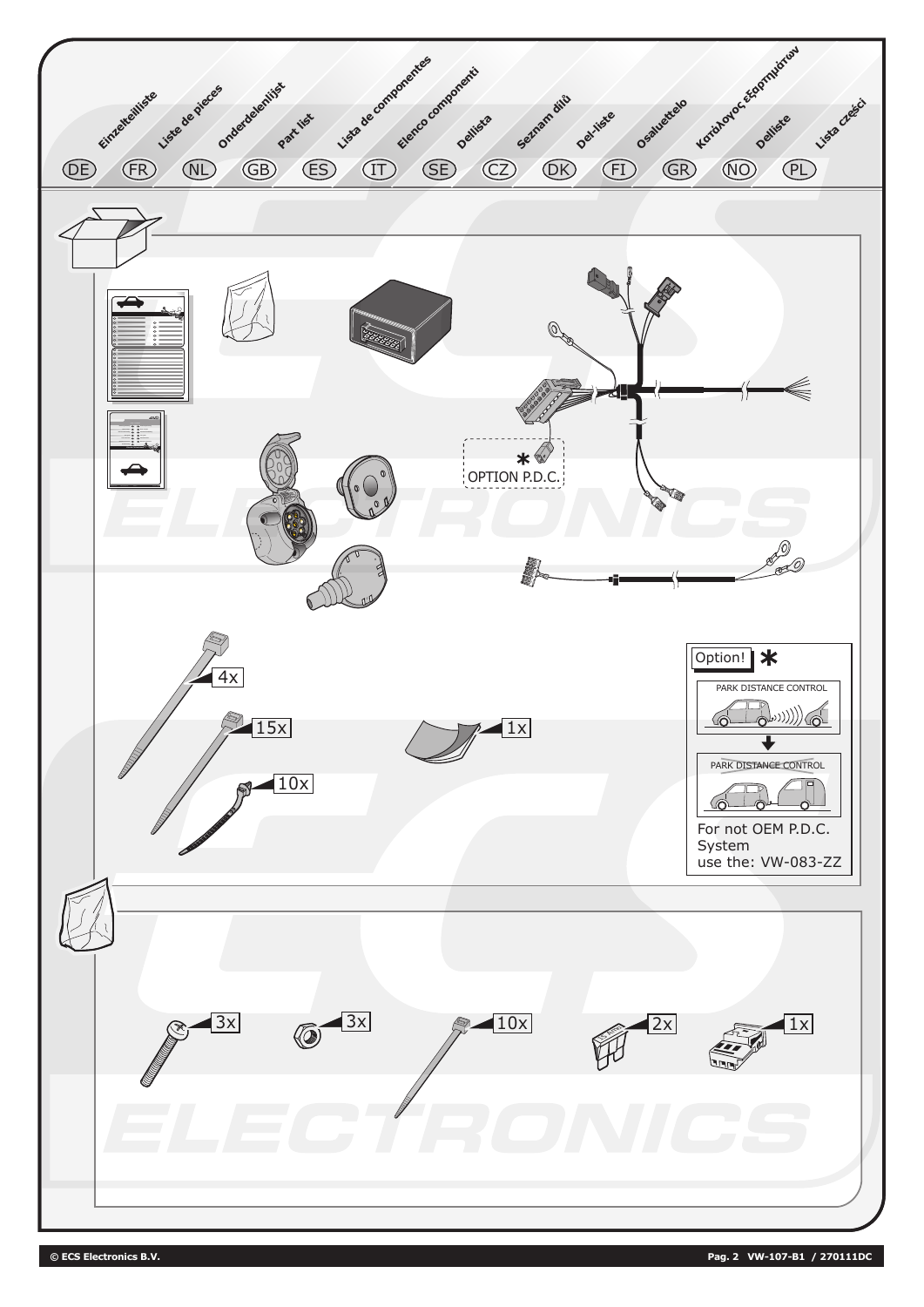Einzelteilliste (DE) · Liste de pieces (FR) · Onderdelenlijst (NL) · Part list (GB) · Lista de componentes (ES) · Elenco componenti (IT) · Dellista (SE) · Seznam dílů (CZ) · Del-liste (DK) · Osaluettelo (FI) · Κατάλογος εξαρτημάτων (GR) · Delliste (NO) · Lista części (PL)

\* OPTION P.D.C.

4x

15x

10x

1x

Option! \*

PARK DISTANCE CONTROL

PARK DISTANCE CONTROL

For not OEM P.D.C. System use the: VW-083-ZZ

3x

3x

10x

2x

1x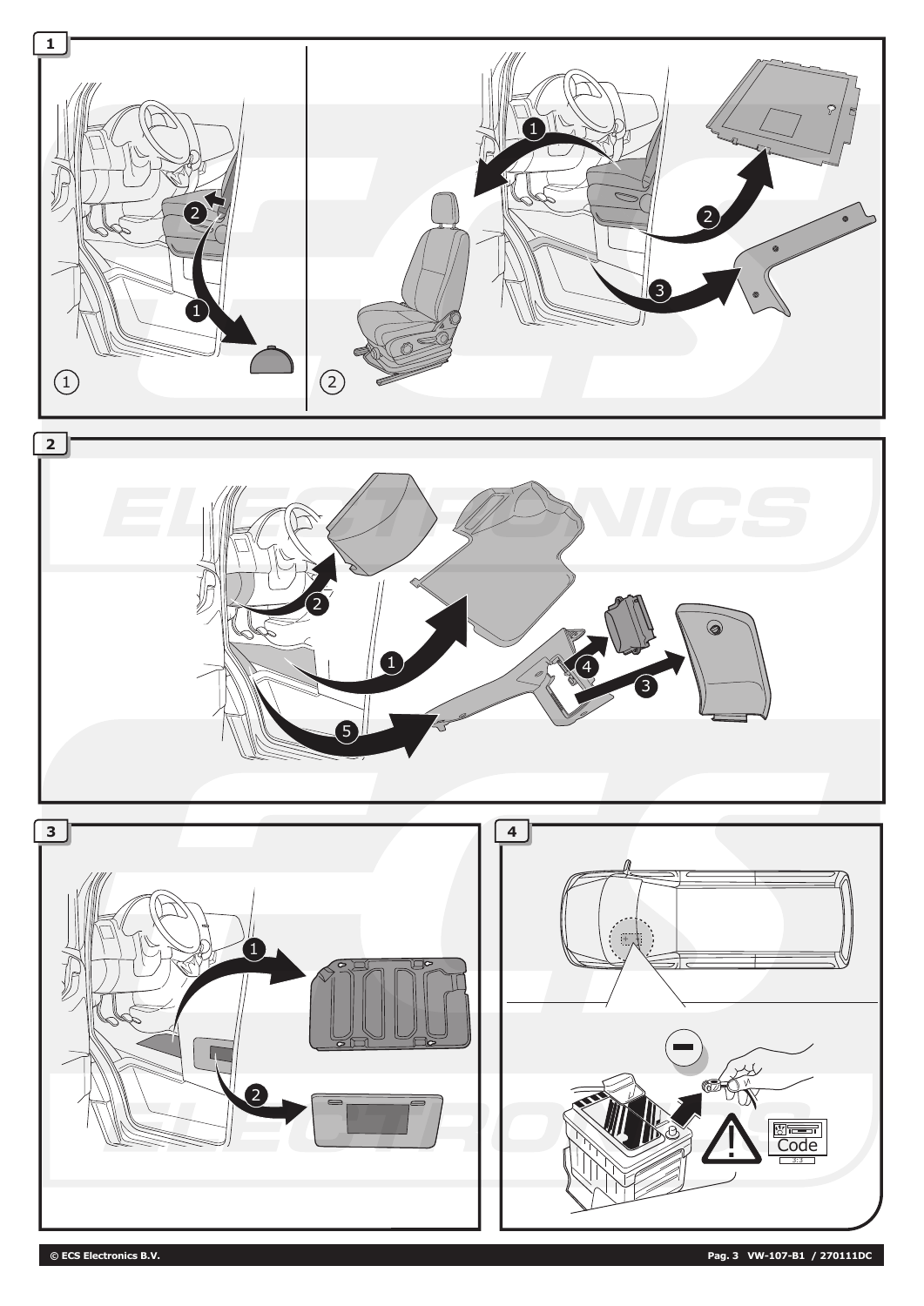1

2

3

4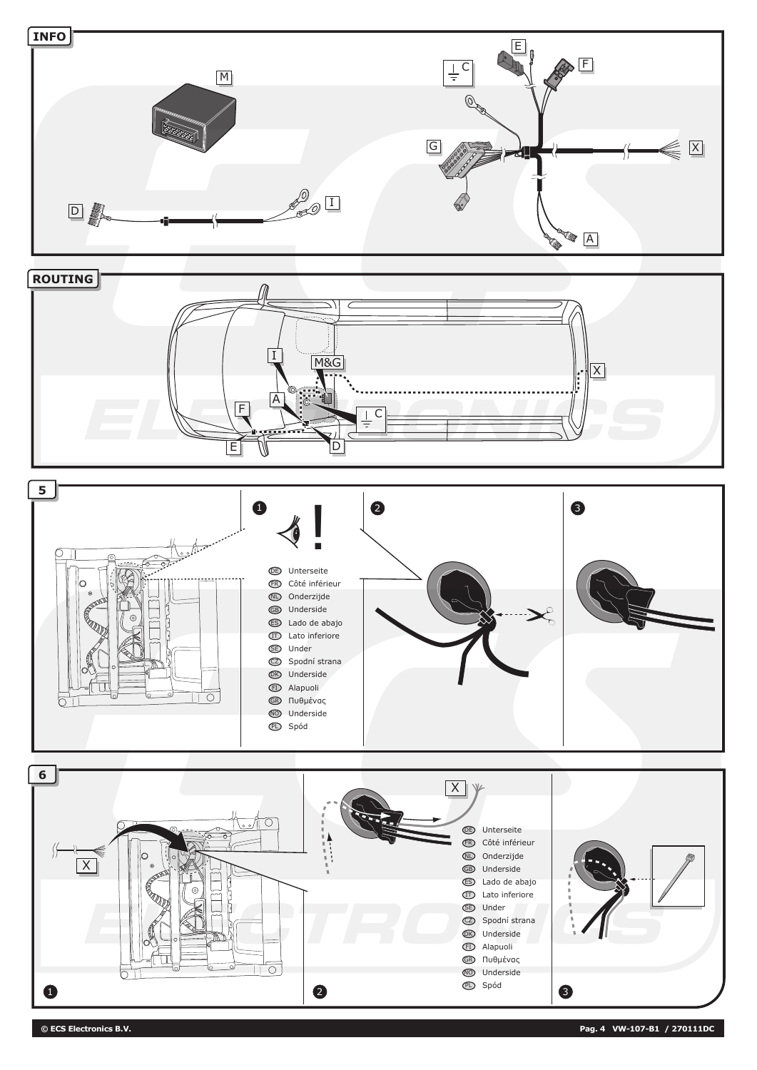**INFO**

M

C

E

F

G

X

D

I

A

**ROUTING**

I

M&G

X

F

A

C

E

D

**5**

❶

DE Unterseite
FR Côté inférieur
NL Onderzijde
GB Underside
ES Lado de abajo
IT Lato inferiore
SE Under
CZ Spodní strana
DK Underside
FI Alapuoli
GR Πυθμένας
NO Underside
PL Spód

❷

❸

**6**

X

❶

❷

X

DE Unterseite
FR Côté inférieur
NL Onderzijde
GB Underside
ES Lado de abajo
IT Lato inferiore
SE Under
CZ Spodní strana
DK Underside
FI Alapuoli
GR Πυθμένας
NO Underside
PL Spód

❸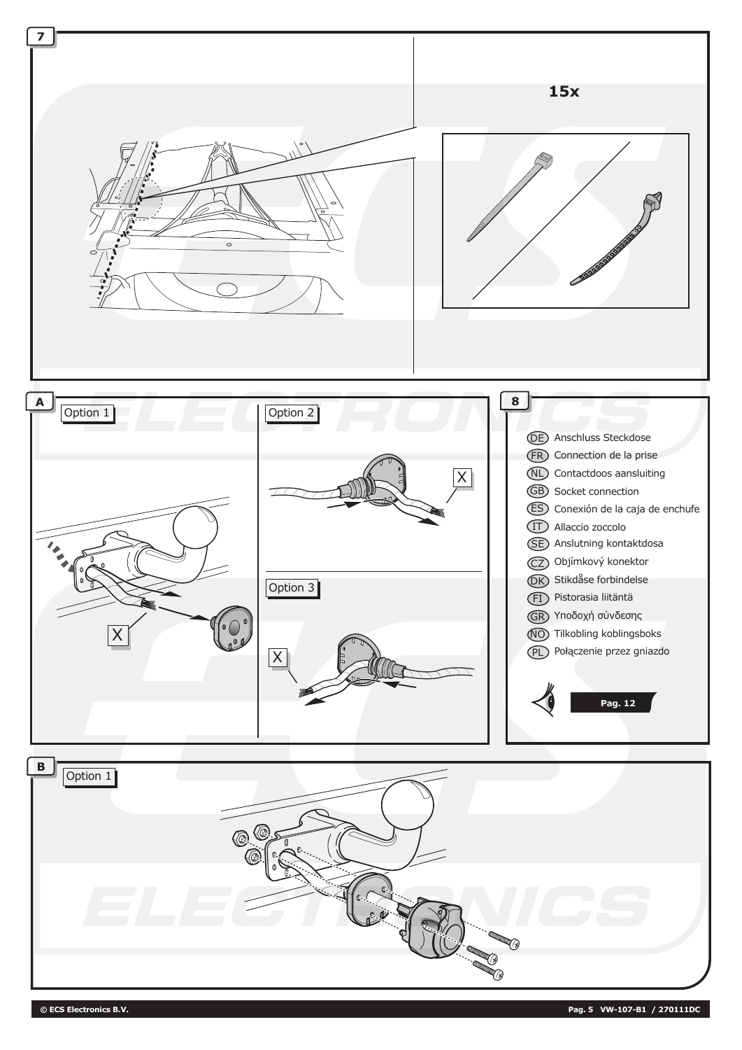## 7

15x

## A

Option 1

X

Option 2

X

Option 3

X

## 8

- (DE) Anschluss Steckdose
- (FR) Connection de la prise
- (NL) Contactdoos aansluiting
- (GB) Socket connection
- (ES) Conexión de la caja de enchufe
- (IT) Allaccio zoccolo
- (SE) Anslutning kontaktdosa
- (CZ) Objímkový konektor
- (DK) Stikdåse forbindelse
- (FI) Pistorasia liitäntä
- (GR) Υποδοχή σύνδεσης
- (NO) Tilkobling koblingsboks
- (PL) Połączenie przez gniazdo

**Pag. 12**

## B

Option 1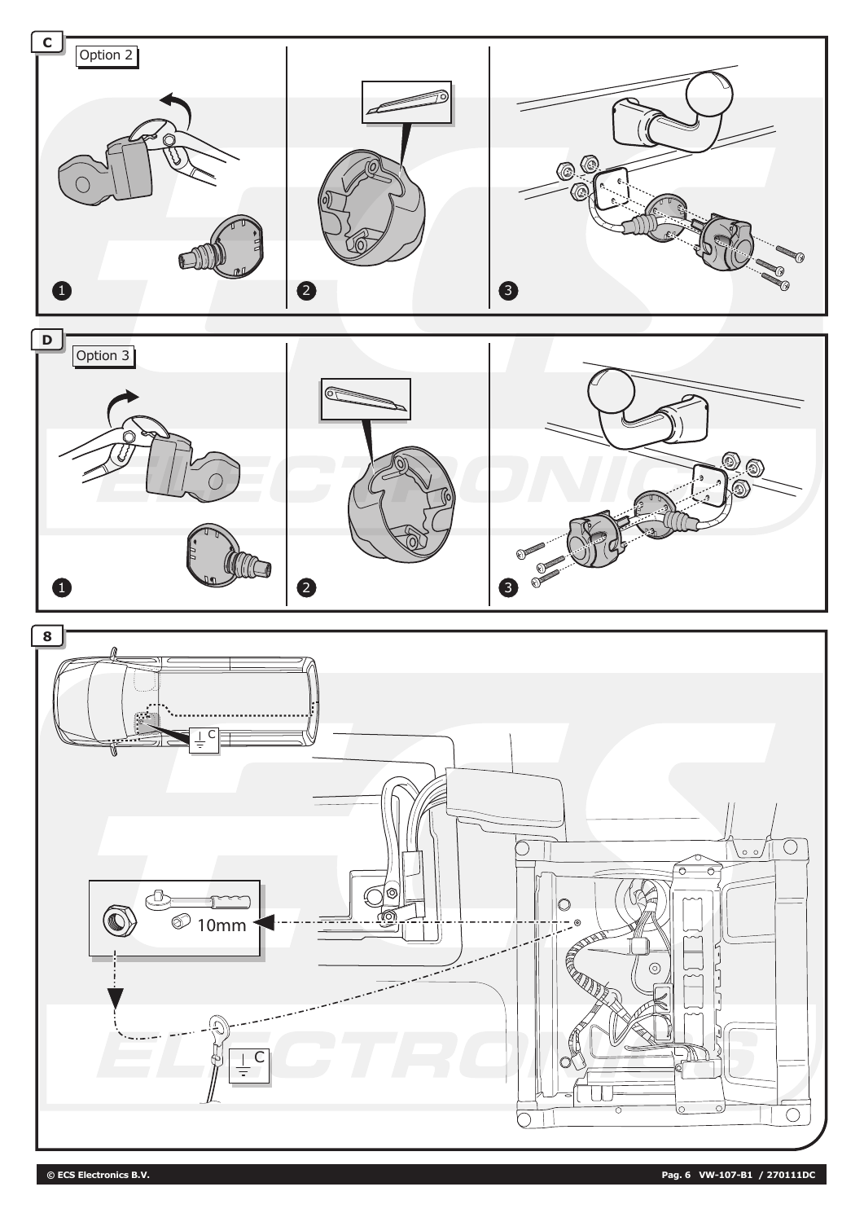**C**

Option 2

1

2

3

**D**

Option 3

1

2

3

**8**

C

10mm

C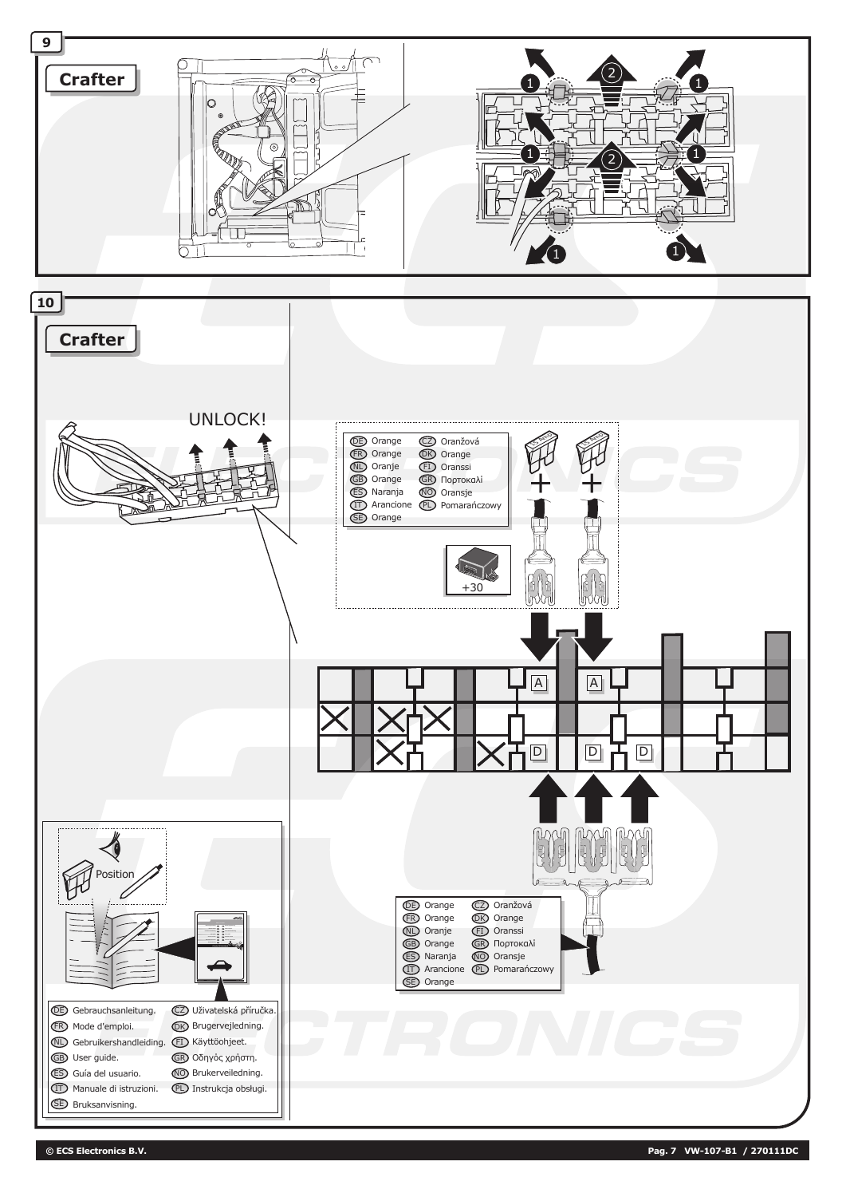**9**

**Crafter**

**10**

**Crafter**

UNLOCK!

| | | | |
|---|---|---|---|
| DE | Orange | CZ | Oranžová |
| FR | Orange | DK | Orange |
| NL | Oranje | FI | Oranssi |
| GB | Orange | GR | Πορτοκαλί |
| ES | Naranja | NO | Oransje |
| IT | Arancione | PL | Pomarańczowy |
| SE | Orange | | |

+30

A A

D D D

| | | | |
|---|---|---|---|
| DE | Orange | CZ | Oranžová |
| FR | Orange | DK | Orange |
| NL | Oranje | FI | Oranssi |
| GB | Orange | GR | Πορτοκαλί |
| ES | Naranja | NO | Oransje |
| IT | Arancione | PL | Pomarańczowy |
| SE | Orange | | |

Position

| | | | |
|---|---|---|---|
| DE | Gebrauchsanleitung. | CZ | Uživatelská příručka. |
| FR | Mode d'emploi. | DK | Brugervejledning. |
| NL | Gebruikershandleiding. | FI | Käyttöohjeet. |
| GB | User guide. | GR | Οδηγός χρήστη. |
| ES | Guía del usuario. | NO | Brukerveiledning. |
| IT | Manuale di istruzioni. | PL | Instrukcja obsługi. |
| SE | Bruksanvisning. | | |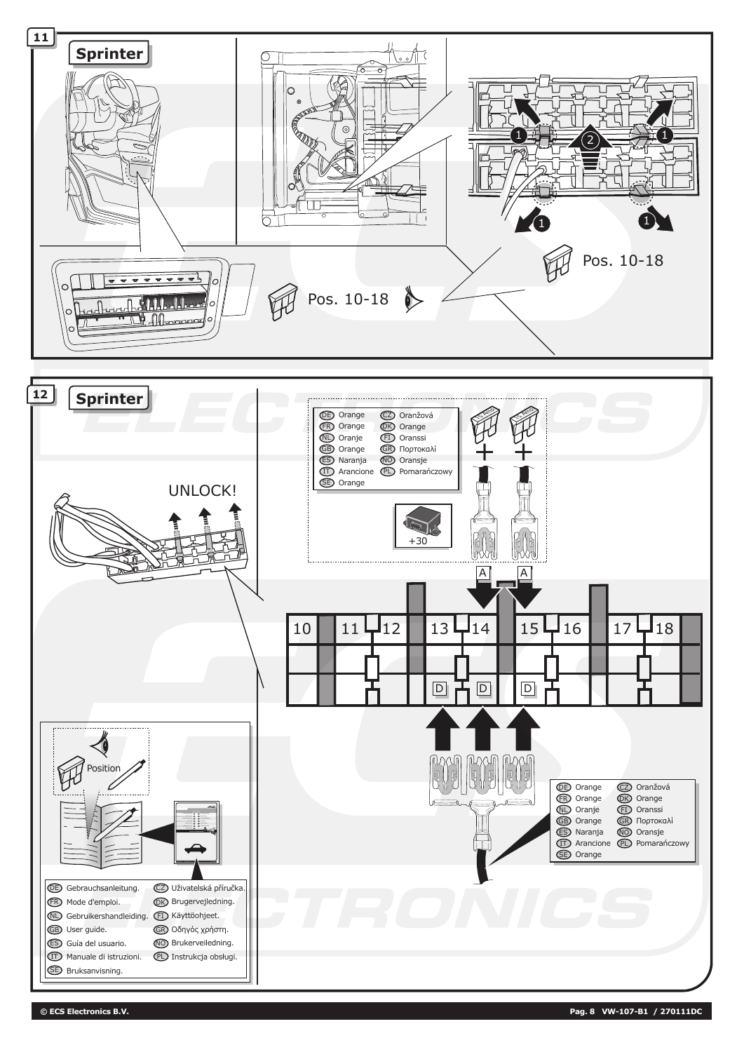**11**

**Sprinter**

Pos. 10-18

Pos. 10-18

**12**

**Sprinter**

UNLOCK!

| | |
|---|---|
| DE Orange | CZ Oranžová |
| FR Orange | DK Orange |
| NL Oranje | FI Oranssi |
| GB Orange | GR Πορτοκαλί |
| ES Naranja | NO Oransje |
| IT Arancione | PL Pomarańczowy |
| SE Orange | |

+30

A A

10 11 12 13 14 15 16 17 18

D D D

| | |
|---|---|
| DE Orange | CZ Oranžová |
| FR Orange | DK Orange |
| NL Oranje | FI Oranssi |
| GB Orange | GR Πορτοκαλί |
| ES Naranja | NO Oransje |
| IT Arancione | PL Pomarańczowy |
| SE Orange | |

Position

| | |
|---|---|
| DE Gebrauchsanleitung. | CZ Uživatelská příručka. |
| FR Mode d'emploi. | DK Brugervejledning. |
| NL Gebruikershandleiding. | FI Käyttöohjeet. |
| GB User guide. | GR Οδηγός χρήστη. |
| ES Guía del usuario. | NO Brukerveiledning. |
| IT Manuale di istruzioni. | PL Instrukcja obsługi. |
| SE Bruksanvisning. | |

© ECS Electronics B.V. Pag. 8 VW-107-B1 / 270111DC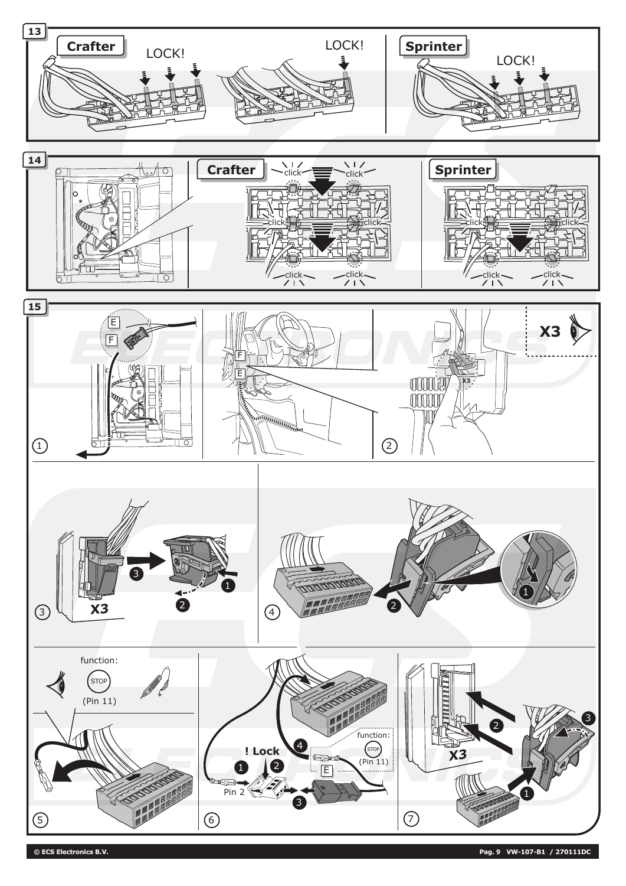**13**

**Crafter**

LOCK!

LOCK!

**Sprinter**

LOCK!

**14**

**Crafter**

click click click click click click

**Sprinter**

click click click click

**15**

E

F

1

F

E

X3

X3

2

3

X3

3

1

2

4

2

1

function:

STOP

(Pin 11)

5

! Lock

1

2

Pin 2

3

4

function:

STOP

(Pin 11)

E

6

2

3

X3

1

7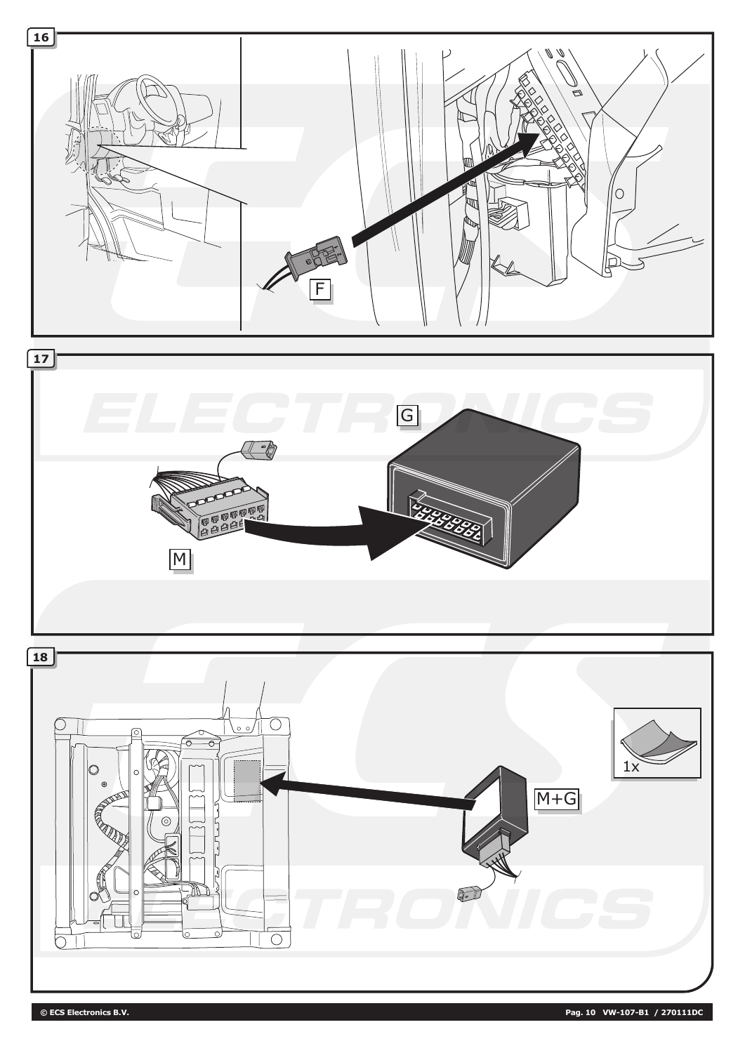16

F

17

G

M

18

1x

M+G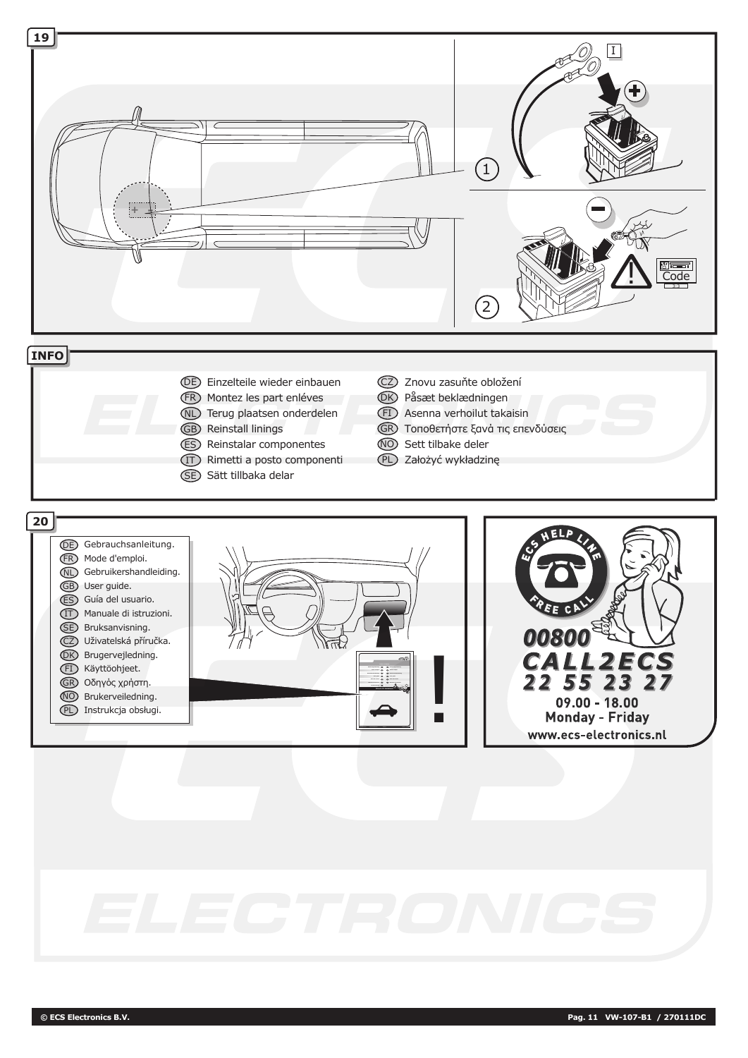## 19

I

1

2

Code

## INFO

- (DE) Einzelteile wieder einbauen
- (FR) Montez les part enléves
- (NL) Terug plaatsen onderdelen
- (GB) Reinstall linings
- (ES) Reinstalar componentes
- (IT) Rimetti a posto componenti
- (SE) Sätt tillbaka delar
- (CZ) Znovu zasuňte obložení
- (DK) Påsæt beklædningen
- (FI) Asenna verhoilut takaisin
- (GR) Τοποθετήστε ξανά τις επενδύσεις
- (NO) Sett tilbake deler
- (PL) Założyć wykładzinę

## 20

- (DE) Gebrauchsanleitung.
- (FR) Mode d'emploi.
- (NL) Gebruikershandleiding.
- (GB) User guide.
- (ES) Guía del usuario.
- (IT) Manuale di istruzioni.
- (SE) Bruksanvisning.
- (CZ) Uživatelská příručka.
- (DK) Brugervejledning.
- (FI) Käyttöohjeet.
- (GR) Οδηγός χρήστη.
- (NO) Brukerveiledning.
- (PL) Instrukcja obsługi.

!

**ECS HELP LINE**
**FREE CALL**

**00800**
**CALL2ECS**
**22 55 23 27**

**09.00 - 18.00**
**Monday - Friday**
**www.ecs-electronics.nl**

© ECS Electronics B.V. Pag. 11 VW-107-B1 / 270111DC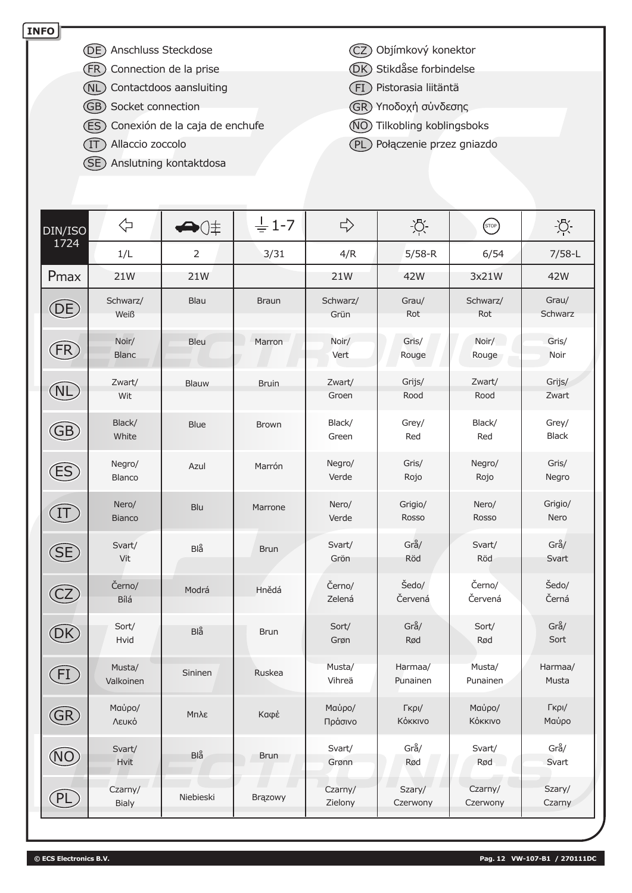**INFO**

(DE) Anschluss Steckdose
(FR) Connection de la prise
(NL) Contactdoos aansluiting
(GB) Socket connection
(ES) Conexión de la caja de enchufe
(IT) Allaccio zoccolo
(SE) Anslutning kontaktdosa
(CZ) Objímkový konektor
(DK) Stikdåse forbindelse
(FI) Pistorasia liitäntä
(GR) Υποδοχή σύνδεσης
(NO) Tilkobling koblingsboks
(PL) Połączenie przez gniazdo

| DIN/ISO 1724 | ⇦ | 🚗 | ⏚ 1-7 | ⇨ | ☼ | STOP | ☼ |
|---|---|---|---|---|---|---|---|
| | 1/L | 2 | 3/31 | 4/R | 5/58-R | 6/54 | 7/58-L |
| Pmax | 21W | 21W | | 21W | 42W | 3x21W | 42W |
| DE | Schwarz/ Weiß | Blau | Braun | Schwarz/ Grün | Grau/ Rot | Schwarz/ Rot | Grau/ Schwarz |
| FR | Noir/ Blanc | Bleu | Marron | Noir/ Vert | Gris/ Rouge | Noir/ Rouge | Gris/ Noir |
| NL | Zwart/ Wit | Blauw | Bruin | Zwart/ Groen | Grijs/ Rood | Zwart/ Rood | Grijs/ Zwart |
| GB | Black/ White | Blue | Brown | Black/ Green | Grey/ Red | Black/ Red | Grey/ Black |
| ES | Negro/ Blanco | Azul | Marrón | Negro/ Verde | Gris/ Rojo | Negro/ Rojo | Gris/ Negro |
| IT | Nero/ Bianco | Blu | Marrone | Nero/ Verde | Grigio/ Rosso | Nero/ Rosso | Grigio/ Nero |
| SE | Svart/ Vit | Blå | Brun | Svart/ Grön | Grå/ Röd | Svart/ Röd | Grå/ Svart |
| CZ | Černo/ Bílá | Modrá | Hnědá | Černo/ Zelená | Šedo/ Červená | Černo/ Červená | Šedo/ Černá |
| DK | Sort/ Hvid | Blå | Brun | Sort/ Grøn | Grå/ Rød | Sort/ Rød | Grå/ Sort |
| FI | Musta/ Valkoinen | Sininen | Ruskea | Musta/ Vihreä | Harmaa/ Punainen | Musta/ Punainen | Harmaa/ Musta |
| GR | Μαύρο/ Λευκό | Μπλε | Καφέ | Μαύρο/ Πράσινο | Γκρι/ Κόκκινο | Μαύρο/ Κόκκινο | Γκρι/ Μαύρο |
| NO | Svart/ Hvit | Blå | Brun | Svart/ Grønn | Grå/ Rød | Svart/ Rød | Grå/ Svart |
| PL | Czarny/ Bialy | Niebieski | Brązowy | Czarny/ Zielony | Szary/ Czerwony | Czarny/ Czerwony | Szary/ Czarny |

© ECS Electronics B.V.

VW-107-B1 / 270111DC